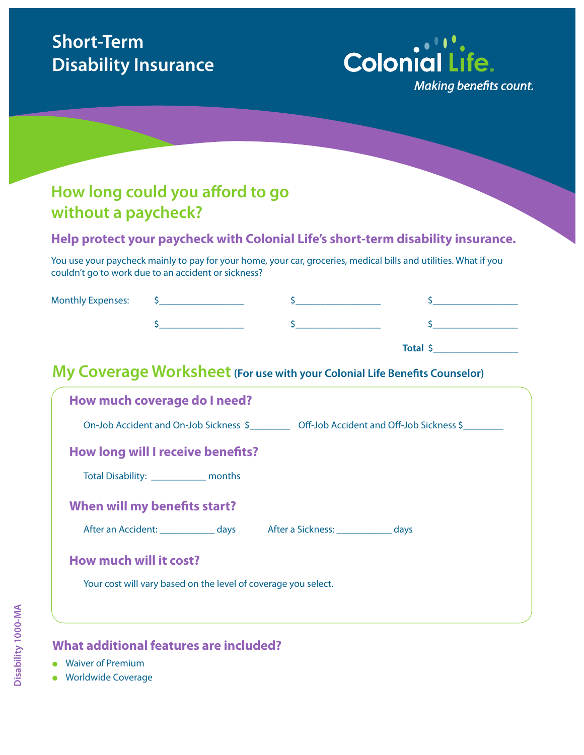# Short-Term Disability Insurance

Colonial Life

*Making benefits count.*

## How long could you afford to go without a paycheck?

### Help protect your paycheck with Colonial Life's short-term disability insurance.

You use your paycheck mainly to pay for your home, your car, groceries, medical bills and utilities. What if you couldn't go to work due to an accident or sickness?

Monthly Expenses: $________________ $________________ $________________

$________________ $________________ $________________

**Total** $________________

## My Coverage Worksheet **(For use with your Colonial Life Benefits Counselor)**

### How much coverage do I need?

On-Job Accident and On-Job Sickness $________ Off-Job Accident and Off-Job Sickness $________

### How long will I receive benefits?

Total Disability: ___________ months

### When will my benefits start?

After an Accident: ___________ days After a Sickness: ___________ days

### How much will it cost?

Your cost will vary based on the level of coverage you select.

### What additional features are included?

- Waiver of Premium
- Worldwide Coverage

Disability 1000-MA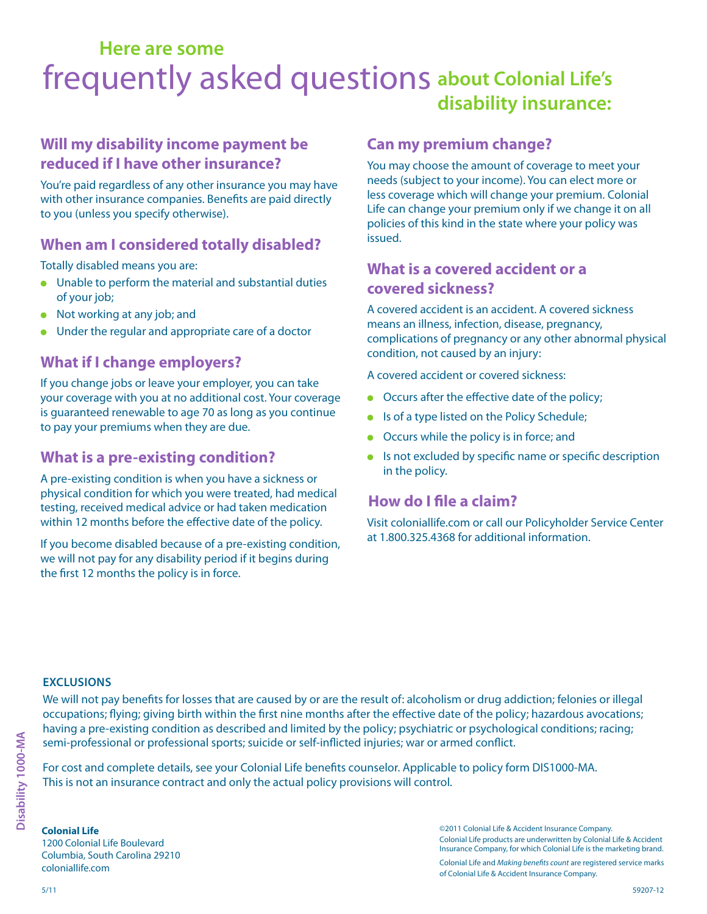# Here are some frequently asked questions about Colonial Life's disability insurance:

## Will my disability income payment be reduced if I have other insurance?

You're paid regardless of any other insurance you may have with other insurance companies. Benefits are paid directly to you (unless you specify otherwise).

## When am I considered totally disabled?

Totally disabled means you are:

- Unable to perform the material and substantial duties of your job;
- Not working at any job; and
- Under the regular and appropriate care of a doctor

## What if I change employers?

If you change jobs or leave your employer, you can take your coverage with you at no additional cost. Your coverage is guaranteed renewable to age 70 as long as you continue to pay your premiums when they are due.

## What is a pre-existing condition?

A pre-existing condition is when you have a sickness or physical condition for which you were treated, had medical testing, received medical advice or had taken medication within 12 months before the effective date of the policy.

If you become disabled because of a pre-existing condition, we will not pay for any disability period if it begins during the first 12 months the policy is in force.

## Can my premium change?

You may choose the amount of coverage to meet your needs (subject to your income). You can elect more or less coverage which will change your premium. Colonial Life can change your premium only if we change it on all policies of this kind in the state where your policy was issued.

## What is a covered accident or a covered sickness?

A covered accident is an accident. A covered sickness means an illness, infection, disease, pregnancy, complications of pregnancy or any other abnormal physical condition, not caused by an injury:

A covered accident or covered sickness:

- Occurs after the effective date of the policy;
- Is of a type listed on the Policy Schedule;
- Occurs while the policy is in force; and
- Is not excluded by specific name or specific description in the policy.

## How do I file a claim?

Visit coloniallife.com or call our Policyholder Service Center at 1.800.325.4368 for additional information.

**EXCLUSIONS**

We will not pay benefits for losses that are caused by or are the result of: alcoholism or drug addiction; felonies or illegal occupations; flying; giving birth within the first nine months after the effective date of the policy; hazardous avocations; having a pre-existing condition as described and limited by the policy; psychiatric or psychological conditions; racing; semi-professional or professional sports; suicide or self-inflicted injuries; war or armed conflict.

For cost and complete details, see your Colonial Life benefits counselor. Applicable to policy form DIS1000-MA. This is not an insurance contract and only the actual policy provisions will control.

Disability 1000-MA

**Colonial Life**
1200 Colonial Life Boulevard
Columbia, South Carolina 29210
coloniallife.com

©2011 Colonial Life & Accident Insurance Company.
Colonial Life products are underwritten by Colonial Life & Accident Insurance Company, for which Colonial Life is the marketing brand.

Colonial Life and *Making benefits count* are registered service marks of Colonial Life & Accident Insurance Company.

5/11

59207-12